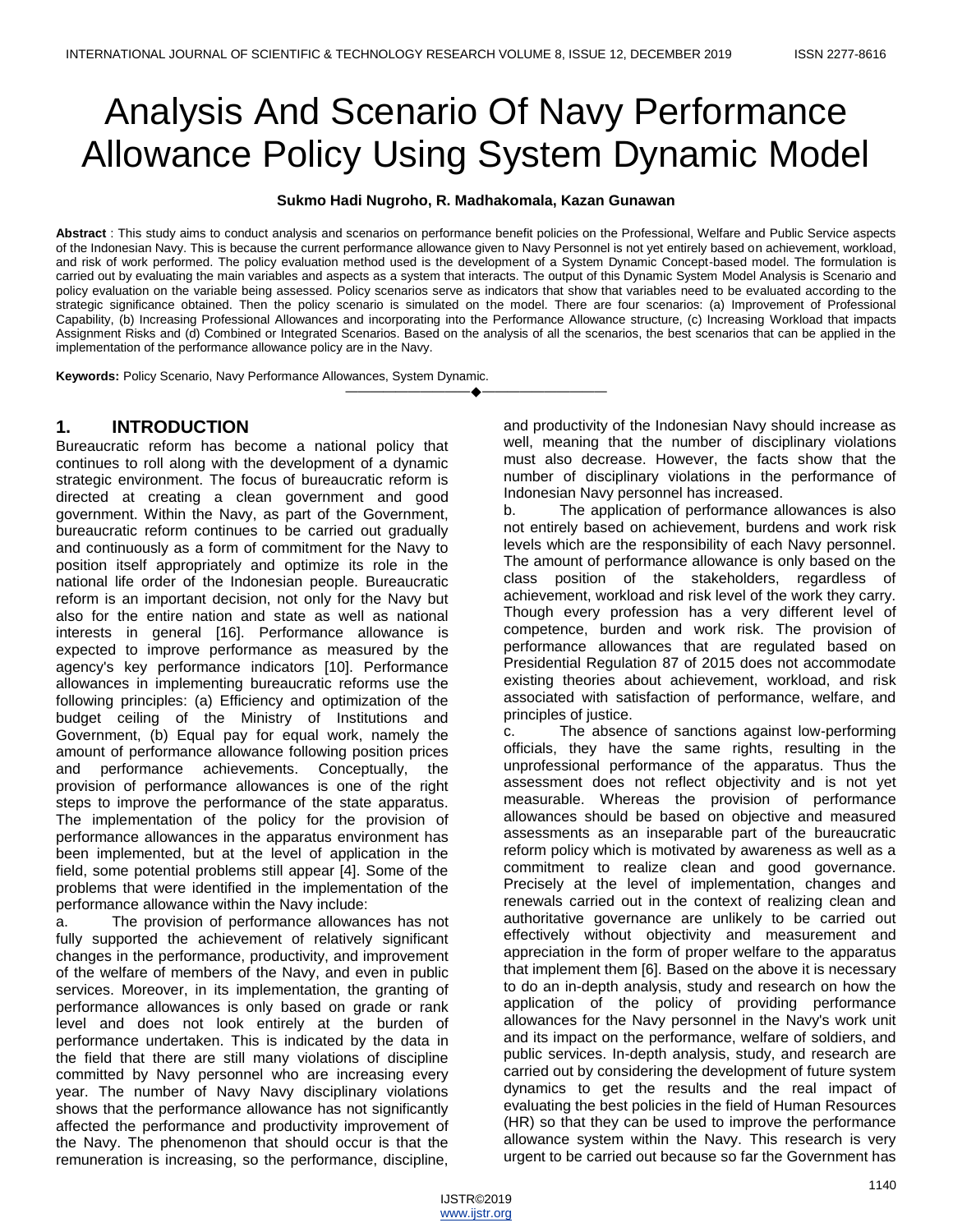# Analysis And Scenario Of Navy Performance Allowance Policy Using System Dynamic Model

**Sukmo Hadi Nugroho, R. Madhakomala, Kazan Gunawan**

**Abstract** : This study aims to conduct analysis and scenarios on performance benefit policies on the Professional, Welfare and Public Service aspects of the Indonesian Navy. This is because the current performance allowance given to Navy Personnel is not yet entirely based on achievement, workload, and risk of work performed. The policy evaluation method used is the development of a System Dynamic Concept-based model. The formulation is carried out by evaluating the main variables and aspects as a system that interacts. The output of this Dynamic System Model Analysis is Scenario and policy evaluation on the variable being assessed. Policy scenarios serve as indicators that show that variables need to be evaluated according to the strategic significance obtained. Then the policy scenario is simulated on the model. There are four scenarios: (a) Improvement of Professional Capability, (b) Increasing Professional Allowances and incorporating into the Performance Allowance structure, (c) Increasing Workload that impacts Assignment Risks and (d) Combined or Integrated Scenarios. Based on the analysis of all the scenarios, the best scenarios that can be applied in the implementation of the performance allowance policy are in the Navy.

**Keywords:** Policy Scenario, Navy Performance Allowances, System Dynamic.

## 1. INTRODUCTION

Bureaucratic reform has become a national policy that continues to roll along with the development of a dynamic strategic environment. The focus of bureaucratic reform is directed at creating a clean government and good government. Within the Navy, as part of the Government, bureaucratic reform continues to be carried out gradually and continuously as a form of commitment for the Navy to position itself appropriately and optimize its role in the national life order of the Indonesian people. Bureaucratic reform is an important decision, not only for the Navy but also for the entire nation and state as well as national interests in general [16]. Performance allowance is expected to improve performance as measured by the agency's key performance indicators [10]. Performance allowances in implementing bureaucratic reforms use the following principles: (a) Efficiency and optimization of the budget ceiling of the Ministry of Institutions and Government, (b) Equal pay for equal work, namely the amount of performance allowance following position prices and performance achievements. Conceptually, the provision of performance allowances is one of the right steps to improve the performance of the state apparatus. The implementation of the policy for the provision of performance allowances in the apparatus environment has been implemented, but at the level of application in the field, some potential problems still appear [4]. Some of the problems that were identified in the implementation of the performance allowance within the Navy include:

a. The provision of performance allowances has not fully supported the achievement of relatively significant changes in the performance, productivity, and improvement of the welfare of members of the Navy, and even in public services. Moreover, in its implementation, the granting of performance allowances is only based on grade or rank level and does not look entirely at the burden of performance undertaken. This is indicated by the data in the field that there are still many violations of discipline committed by Navy personnel who are increasing every year. The number of Navy Navy disciplinary violations shows that the performance allowance has not significantly affected the performance and productivity improvement of the Navy. The phenomenon that should occur is that the remuneration is increasing, so the performance, discipline, and productivity of the Indonesian Navy should increase as well, meaning that the number of disciplinary violations must also decrease. However, the facts show that the number of disciplinary violations in the performance of Indonesian Navy personnel has increased.

b. The application of performance allowances is also not entirely based on achievement, burdens and work risk levels which are the responsibility of each Navy personnel. The amount of performance allowance is only based on the class position of the stakeholders, regardless of achievement, workload and risk level of the work they carry. Though every profession has a very different level of competence, burden and work risk. The provision of performance allowances that are regulated based on Presidential Regulation 87 of 2015 does not accommodate existing theories about achievement, workload, and risk associated with satisfaction of performance, welfare, and principles of justice.

c. The absence of sanctions against low-performing officials, they have the same rights, resulting in the unprofessional performance of the apparatus. Thus the assessment does not reflect objectivity and is not yet measurable. Whereas the provision of performance allowances should be based on objective and measured assessments as an inseparable part of the bureaucratic reform policy which is motivated by awareness as well as a commitment to realize clean and good governance. Precisely at the level of implementation, changes and renewals carried out in the context of realizing clean and authoritative governance are unlikely to be carried out effectively without objectivity and measurement and appreciation in the form of proper welfare to the apparatus that implement them [6]. Based on the above it is necessary to do an in-depth analysis, study and research on how the application of the policy of providing performance allowances for the Navy personnel in the Navy's work unit and its impact on the performance, welfare of soldiers, and public services. In-depth analysis, study, and research are carried out by considering the development of future system dynamics to get the results and the real impact of evaluating the best policies in the field of Human Resources (HR) so that they can be used to improve the performance allowance system within the Navy. This research is very urgent to be carried out because so far the Government has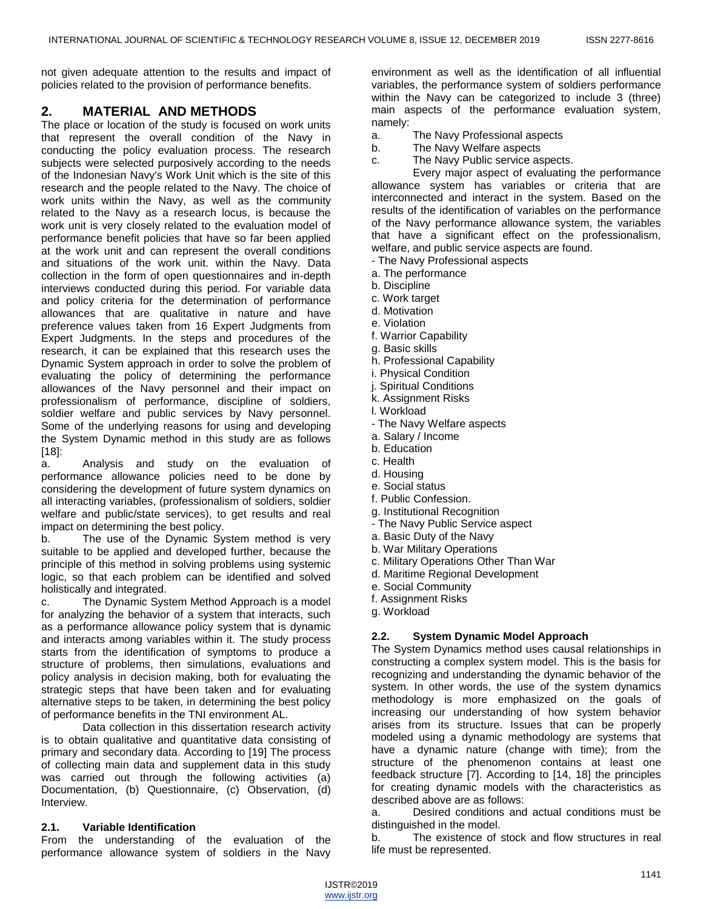not given adequate attention to the results and impact of policies related to the provision of performance benefits.

## 2. MATERIAL AND METHODS

The place or location of the study is focused on work units that represent the overall condition of the Navy in conducting the policy evaluation process. The research subjects were selected purposively according to the needs of the Indonesian Navy's Work Unit which is the site of this research and the people related to the Navy. The choice of work units within the Navy, as well as the community related to the Navy as a research locus, is because the work unit is very closely related to the evaluation model of performance benefit policies that have so far been applied at the work unit and can represent the overall conditions and situations of the work unit. within the Navy. Data collection in the form of open questionnaires and in-depth interviews conducted during this period. For variable data and policy criteria for the determination of performance allowances that are qualitative in nature and have preference values taken from 16 Expert Judgments from Expert Judgments. In the steps and procedures of the research, it can be explained that this research uses the Dynamic System approach in order to solve the problem of evaluating the policy of determining the performance allowances of the Navy personnel and their impact on professionalism of performance, discipline of soldiers, soldier welfare and public services by Navy personnel. Some of the underlying reasons for using and developing the System Dynamic method in this study are as follows [18]:

a. Analysis and study on the evaluation of performance allowance policies need to be done by considering the development of future system dynamics on all interacting variables, (professionalism of soldiers, soldier welfare and public/state services), to get results and real impact on determining the best policy.

b. The use of the Dynamic System method is very suitable to be applied and developed further, because the principle of this method in solving problems using systemic logic, so that each problem can be identified and solved holistically and integrated.

c. The Dynamic System Method Approach is a model for analyzing the behavior of a system that interacts, such as a performance allowance policy system that is dynamic and interacts among variables within it. The study process starts from the identification of symptoms to produce a structure of problems, then simulations, evaluations and policy analysis in decision making, both for evaluating the strategic steps that have been taken and for evaluating alternative steps to be taken, in determining the best policy of performance benefits in the TNI environment AL.

Data collection in this dissertation research activity is to obtain qualitative and quantitative data consisting of primary and secondary data. According to [19] The process of collecting main data and supplement data in this study was carried out through the following activities (a) Documentation, (b) Questionnaire, (c) Observation, (d) Interview.

### 2.1. Variable Identification

From the understanding of the evaluation of the performance allowance system of soldiers in the Navy environment as well as the identification of all influential variables, the performance system of soldiers performance within the Navy can be categorized to include 3 (three) main aspects of the performance evaluation system, namely:

a. The Navy Professional aspects
b. The Navy Welfare aspects
c. The Navy Public service aspects.

Every major aspect of evaluating the performance allowance system has variables or criteria that are interconnected and interact in the system. Based on the results of the identification of variables on the performance of the Navy performance allowance system, the variables that have a significant effect on the professionalism, welfare, and public service aspects are found.

- The Navy Professional aspects
a. The performance
b. Discipline
c. Work target
d. Motivation
e. Violation
f. Warrior Capability
g. Basic skills
h. Professional Capability
i. Physical Condition
j. Spiritual Conditions
k. Assignment Risks
l. Workload

- The Navy Welfare aspects
a. Salary / Income
b. Education
c. Health
d. Housing
e. Social status
f. Public Confession.
g. Institutional Recognition

- The Navy Public Service aspect
a. Basic Duty of the Navy
b. War Military Operations
c. Military Operations Other Than War
d. Maritime Regional Development
e. Social Community
f. Assignment Risks
g. Workload

### 2.2. System Dynamic Model Approach

The System Dynamics method uses causal relationships in constructing a complex system model. This is the basis for recognizing and understanding the dynamic behavior of the system. In other words, the use of the system dynamics methodology is more emphasized on the goals of increasing our understanding of how system behavior arises from its structure. Issues that can be properly modeled using a dynamic methodology are systems that have a dynamic nature (change with time); from the structure of the phenomenon contains at least one feedback structure [7]. According to [14, 18] the principles for creating dynamic models with the characteristics as described above are as follows:

a. Desired conditions and actual conditions must be distinguished in the model.

b. The existence of stock and flow structures in real life must be represented.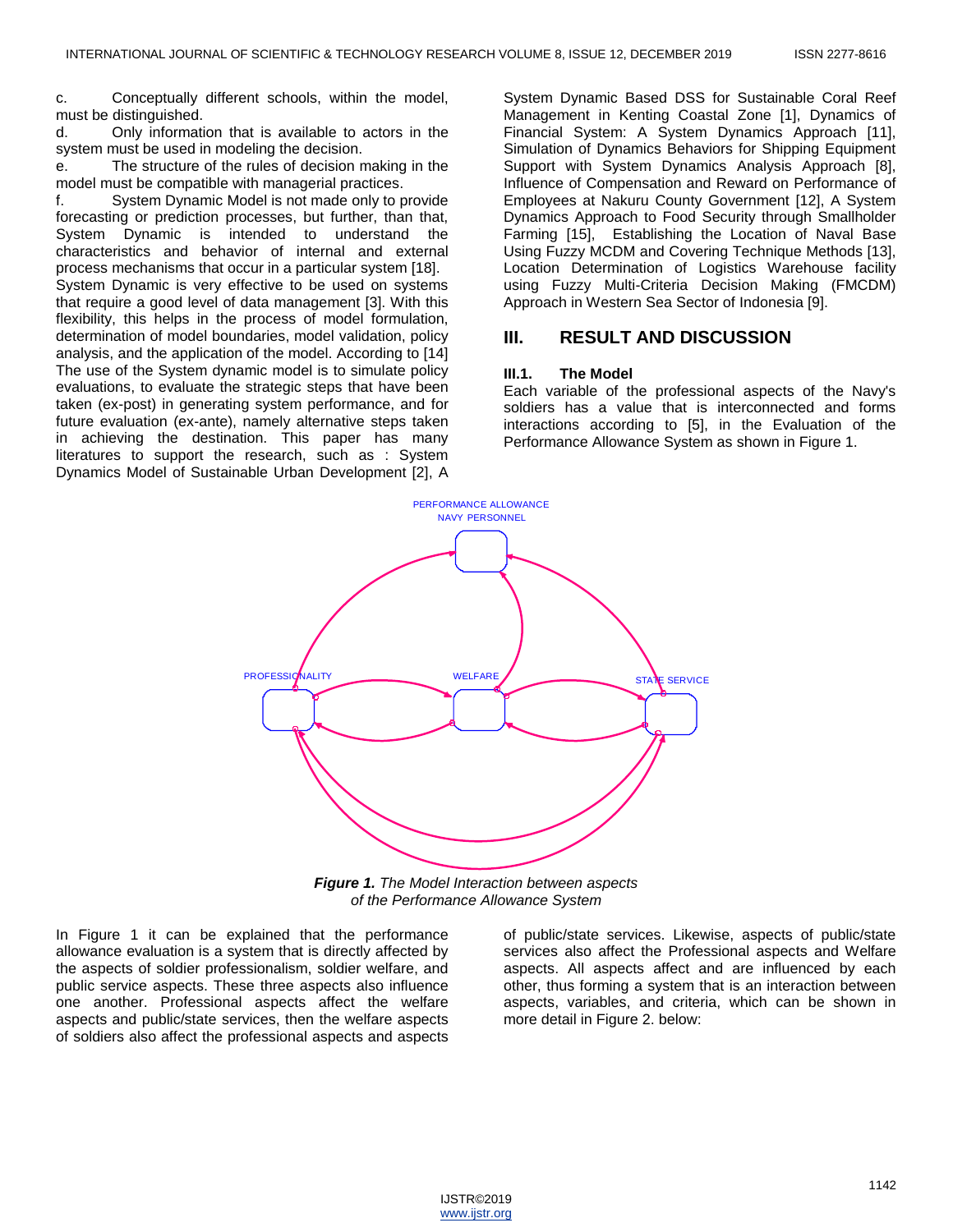c. Conceptually different schools, within the model, must be distinguished.

d. Only information that is available to actors in the system must be used in modeling the decision.

e. The structure of the rules of decision making in the model must be compatible with managerial practices.

f. System Dynamic Model is not made only to provide forecasting or prediction processes, but further, than that, System Dynamic is intended to understand the characteristics and behavior of internal and external process mechanisms that occur in a particular system [18].

System Dynamic is very effective to be used on systems that require a good level of data management [3]. With this flexibility, this helps in the process of model formulation, determination of model boundaries, model validation, policy analysis, and the application of the model. According to [14] The use of the System dynamic model is to simulate policy evaluations, to evaluate the strategic steps that have been taken (ex-post) in generating system performance, and for future evaluation (ex-ante), namely alternative steps taken in achieving the destination. This paper has many literatures to support the research, such as : System Dynamics Model of Sustainable Urban Development [2], A System Dynamic Based DSS for Sustainable Coral Reef Management in Kenting Coastal Zone [1], Dynamics of Financial System: A System Dynamics Approach [11], Simulation of Dynamics Behaviors for Shipping Equipment Support with System Dynamics Analysis Approach [8], Influence of Compensation and Reward on Performance of Employees at Nakuru County Government [12], A System Dynamics Approach to Food Security through Smallholder Farming [15], Establishing the Location of Naval Base Using Fuzzy MCDM and Covering Technique Methods [13], Location Determination of Logistics Warehouse facility using Fuzzy Multi-Criteria Decision Making (FMCDM) Approach in Western Sea Sector of Indonesia [9].

## III. RESULT AND DISCUSSION

### III.1. The Model

Each variable of the professional aspects of the Navy's soldiers has a value that is interconnected and forms interactions according to [5], in the Evaluation of the Performance Allowance System as shown in Figure 1.

PERFORMANCE ALLOWANCE NAVY PERSONNEL

PROFESSIONALITY

WELFARE

STATE SERVICE

***Figure 1.*** *The Model Interaction between aspects of the Performance Allowance System*

In Figure 1 it can be explained that the performance allowance evaluation is a system that is directly affected by the aspects of soldier professionalism, soldier welfare, and public service aspects. These three aspects also influence one another. Professional aspects affect the welfare aspects and public/state services, then the welfare aspects of soldiers also affect the professional aspects and aspects of public/state services. Likewise, aspects of public/state services also affect the Professional aspects and Welfare aspects. All aspects affect and are influenced by each other, thus forming a system that is an interaction between aspects, variables, and criteria, which can be shown in more detail in Figure 2. below: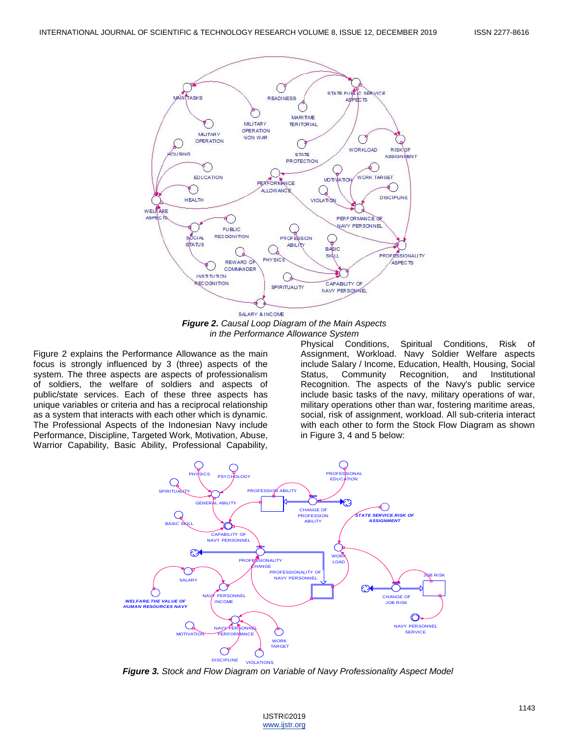*Figure 2. Causal Loop Diagram of the Main Aspects in the Performance Allowance System*

Figure 2 explains the Performance Allowance as the main focus is strongly influenced by 3 (three) aspects of the system. The three aspects are aspects of professionalism of soldiers, the welfare of soldiers and aspects of public/state services. Each of these three aspects has unique variables or criteria and has a reciprocal relationship as a system that interacts with each other which is dynamic. The Professional Aspects of the Indonesian Navy include Performance, Discipline, Targeted Work, Motivation, Abuse, Warrior Capability, Basic Ability, Professional Capability, Physical Conditions, Spiritual Conditions, Risk of Assignment, Workload. Navy Soldier Welfare aspects include Salary / Income, Education, Health, Housing, Social Status, Community Recognition, and Institutional Recognition. The aspects of the Navy's public service include basic tasks of the navy, military operations of war, military operations other than war, fostering maritime areas, social, risk of assignment, workload. All sub-criteria interact with each other to form the Stock Flow Diagram as shown in Figure 3, 4 and 5 below:

*Figure 3. Stock and Flow Diagram on Variable of Navy Professionality Aspect Model*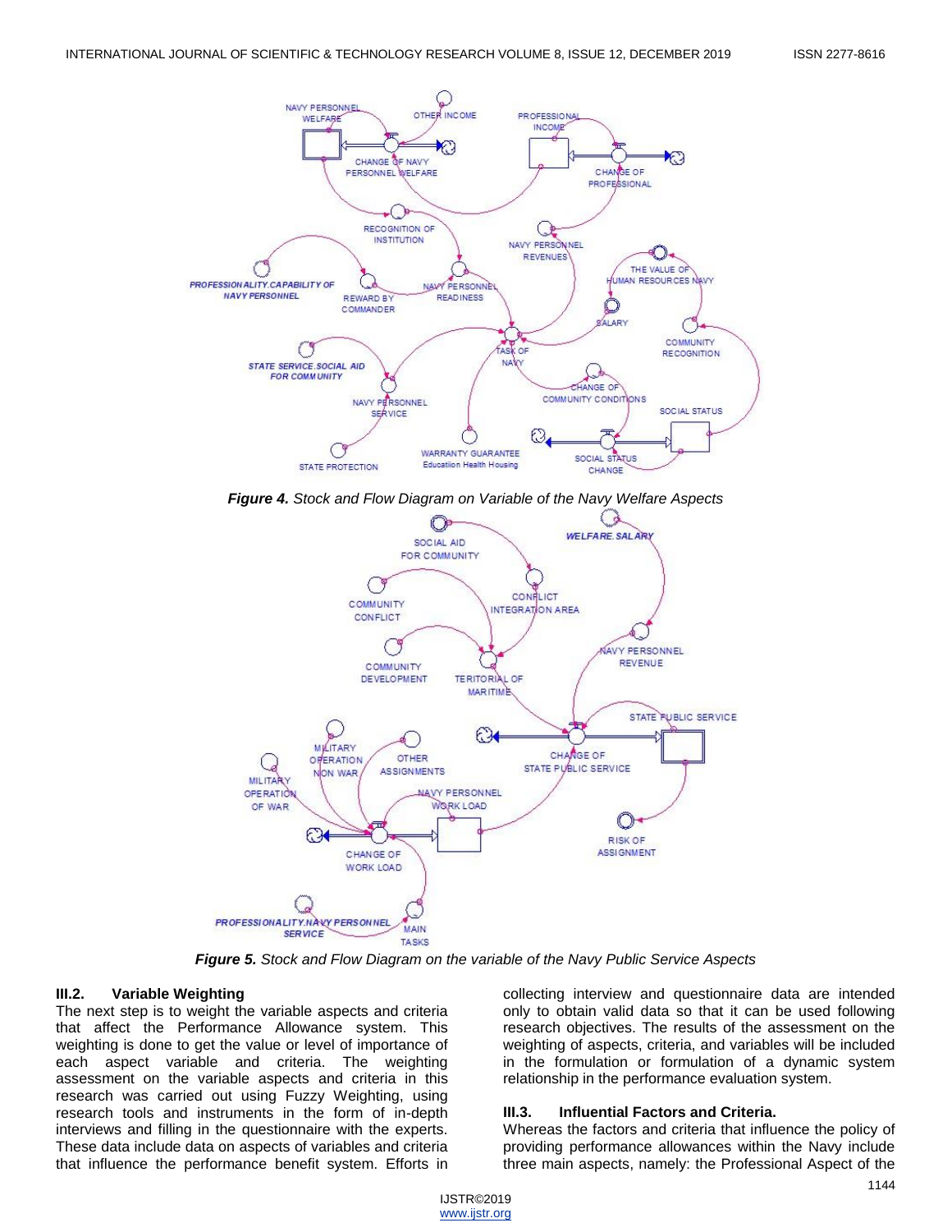*Figure 4. Stock and Flow Diagram on Variable of the Navy Welfare Aspects*

*Figure 5. Stock and Flow Diagram on the variable of the Navy Public Service Aspects*

### III.2. Variable Weighting

The next step is to weight the variable aspects and criteria that affect the Performance Allowance system. This weighting is done to get the value or level of importance of each aspect variable and criteria. The weighting assessment on the variable aspects and criteria in this research was carried out using Fuzzy Weighting, using research tools and instruments in the form of in-depth interviews and filling in the questionnaire with the experts. These data include data on aspects of variables and criteria that influence the performance benefit system. Efforts in collecting interview and questionnaire data are intended only to obtain valid data so that it can be used following research objectives. The results of the assessment on the weighting of aspects, criteria, and variables will be included in the formulation or formulation of a dynamic system relationship in the performance evaluation system.

### III.3. Influential Factors and Criteria.

Whereas the factors and criteria that influence the policy of providing performance allowances within the Navy include three main aspects, namely: the Professional Aspect of the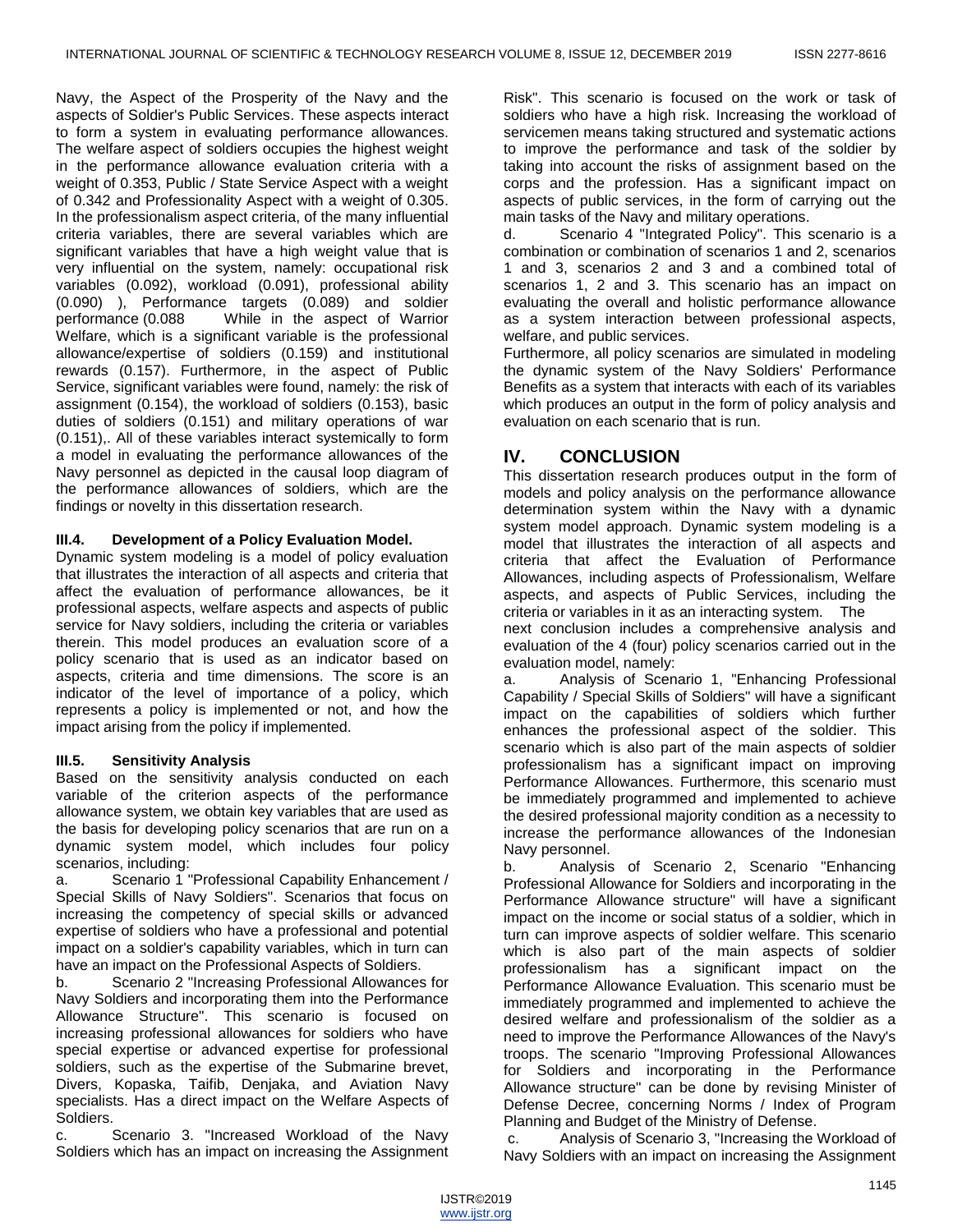Navy, the Aspect of the Prosperity of the Navy and the aspects of Soldier's Public Services. These aspects interact to form a system in evaluating performance allowances. The welfare aspect of soldiers occupies the highest weight in the performance allowance evaluation criteria with a weight of 0.353, Public / State Service Aspect with a weight of 0.342 and Professionality Aspect with a weight of 0.305. In the professionalism aspect criteria, of the many influential criteria variables, there are several variables which are significant variables that have a high weight value that is very influential on the system, namely: occupational risk variables (0.092), workload (0.091), professional ability (0.090) ), Performance targets (0.089) and soldier performance (0.088 While in the aspect of Warrior Welfare, which is a significant variable is the professional allowance/expertise of soldiers (0.159) and institutional rewards (0.157). Furthermore, in the aspect of Public Service, significant variables were found, namely: the risk of assignment (0.154), the workload of soldiers (0.153), basic duties of soldiers (0.151) and military operations of war (0.151),. All of these variables interact systemically to form a model in evaluating the performance allowances of the Navy personnel as depicted in the causal loop diagram of the performance allowances of soldiers, which are the findings or novelty in this dissertation research.

### III.4. Development of a Policy Evaluation Model.

Dynamic system modeling is a model of policy evaluation that illustrates the interaction of all aspects and criteria that affect the evaluation of performance allowances, be it professional aspects, welfare aspects and aspects of public service for Navy soldiers, including the criteria or variables therein. This model produces an evaluation score of a policy scenario that is used as an indicator based on aspects, criteria and time dimensions. The score is an indicator of the level of importance of a policy, which represents a policy is implemented or not, and how the impact arising from the policy if implemented.

### III.5. Sensitivity Analysis

Based on the sensitivity analysis conducted on each variable of the criterion aspects of the performance allowance system, we obtain key variables that are used as the basis for developing policy scenarios that are run on a dynamic system model, which includes four policy scenarios, including:

a. Scenario 1 "Professional Capability Enhancement / Special Skills of Navy Soldiers". Scenarios that focus on increasing the competency of special skills or advanced expertise of soldiers who have a professional and potential impact on a soldier's capability variables, which in turn can have an impact on the Professional Aspects of Soldiers.

b. Scenario 2 "Increasing Professional Allowances for Navy Soldiers and incorporating them into the Performance Allowance Structure". This scenario is focused on increasing professional allowances for soldiers who have special expertise or advanced expertise for professional soldiers, such as the expertise of the Submarine brevet, Divers, Kopaska, Taifib, Denjaka, and Aviation Navy specialists. Has a direct impact on the Welfare Aspects of Soldiers.

c. Scenario 3. "Increased Workload of the Navy Soldiers which has an impact on increasing the Assignment Risk". This scenario is focused on the work or task of soldiers who have a high risk. Increasing the workload of servicemen means taking structured and systematic actions to improve the performance and task of the soldier by taking into account the risks of assignment based on the corps and the profession. Has a significant impact on aspects of public services, in the form of carrying out the main tasks of the Navy and military operations.

d. Scenario 4 "Integrated Policy". This scenario is a combination or combination of scenarios 1 and 2, scenarios 1 and 3, scenarios 2 and 3 and a combined total of scenarios 1, 2 and 3. This scenario has an impact on evaluating the overall and holistic performance allowance as a system interaction between professional aspects, welfare, and public services.

Furthermore, all policy scenarios are simulated in modeling the dynamic system of the Navy Soldiers' Performance Benefits as a system that interacts with each of its variables which produces an output in the form of policy analysis and evaluation on each scenario that is run.

## IV. CONCLUSION

This dissertation research produces output in the form of models and policy analysis on the performance allowance determination system within the Navy with a dynamic system model approach. Dynamic system modeling is a model that illustrates the interaction of all aspects and criteria that affect the Evaluation of Performance Allowances, including aspects of Professionalism, Welfare aspects, and aspects of Public Services, including the criteria or variables in it as an interacting system. The next conclusion includes a comprehensive analysis and evaluation of the 4 (four) policy scenarios carried out in the evaluation model, namely:

a. Analysis of Scenario 1, "Enhancing Professional Capability / Special Skills of Soldiers" will have a significant impact on the capabilities of soldiers which further enhances the professional aspect of the soldier. This scenario which is also part of the main aspects of soldier professionalism has a significant impact on improving Performance Allowances. Furthermore, this scenario must be immediately programmed and implemented to achieve the desired professional majority condition as a necessity to increase the performance allowances of the Indonesian Navy personnel.

b. Analysis of Scenario 2, Scenario "Enhancing Professional Allowance for Soldiers and incorporating in the Performance Allowance structure" will have a significant impact on the income or social status of a soldier, which in turn can improve aspects of soldier welfare. This scenario which is also part of the main aspects of soldier professionalism has a significant impact on the Performance Allowance Evaluation. This scenario must be immediately programmed and implemented to achieve the desired welfare and professionalism of the soldier as a need to improve the Performance Allowances of the Navy's troops. The scenario "Improving Professional Allowances for Soldiers and incorporating in the Performance Allowance structure" can be done by revising Minister of Defense Decree, concerning Norms / Index of Program Planning and Budget of the Ministry of Defense.

c. Analysis of Scenario 3, "Increasing the Workload of Navy Soldiers with an impact on increasing the Assignment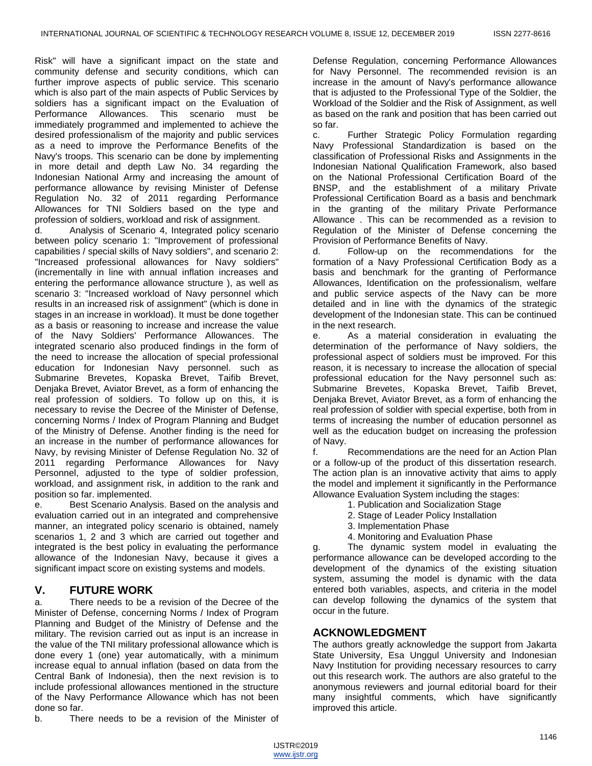Risk" will have a significant impact on the state and community defense and security conditions, which can further improve aspects of public service. This scenario which is also part of the main aspects of Public Services by soldiers has a significant impact on the Evaluation of Performance Allowances. This scenario must be immediately programmed and implemented to achieve the desired professionalism of the majority and public services as a need to improve the Performance Benefits of the Navy's troops. This scenario can be done by implementing in more detail and depth Law No. 34 regarding the Indonesian National Army and increasing the amount of performance allowance by revising Minister of Defense Regulation No. 32 of 2011 regarding Performance Allowances for TNI Soldiers based on the type and profession of soldiers, workload and risk of assignment.

d. Analysis of Scenario 4, Integrated policy scenario between policy scenario 1: "Improvement of professional capabilities / special skills of Navy soldiers", and scenario 2: "Increased professional allowances for Navy soldiers" (incrementally in line with annual inflation increases and entering the performance allowance structure ), as well as scenario 3: "Increased workload of Navy personnel which results in an increased risk of assignment" (which is done in stages in an increase in workload). It must be done together as a basis or reasoning to increase and increase the value of the Navy Soldiers' Performance Allowances. The integrated scenario also produced findings in the form of the need to increase the allocation of special professional education for Indonesian Navy personnel. such as Submarine Brevetes, Kopaska Brevet, Taifib Brevet, Denjaka Brevet, Aviator Brevet, as a form of enhancing the real profession of soldiers. To follow up on this, it is necessary to revise the Decree of the Minister of Defense, concerning Norms / Index of Program Planning and Budget of the Ministry of Defense. Another finding is the need for an increase in the number of performance allowances for Navy, by revising Minister of Defense Regulation No. 32 of 2011 regarding Performance Allowances for Navy Personnel, adjusted to the type of soldier profession, workload, and assignment risk, in addition to the rank and position so far. implemented.

e. Best Scenario Analysis. Based on the analysis and evaluation carried out in an integrated and comprehensive manner, an integrated policy scenario is obtained, namely scenarios 1, 2 and 3 which are carried out together and integrated is the best policy in evaluating the performance allowance of the Indonesian Navy, because it gives a significant impact score on existing systems and models.

## V. FUTURE WORK

a. There needs to be a revision of the Decree of the Minister of Defense, concerning Norms / Index of Program Planning and Budget of the Ministry of Defense and the military. The revision carried out as input is an increase in the value of the TNI military professional allowance which is done every 1 (one) year automatically, with a minimum increase equal to annual inflation (based on data from the Central Bank of Indonesia), then the next revision is to include professional allowances mentioned in the structure of the Navy Performance Allowance which has not been done so far.

b. There needs to be a revision of the Minister of Defense Regulation, concerning Performance Allowances for Navy Personnel. The recommended revision is an increase in the amount of Navy's performance allowance that is adjusted to the Professional Type of the Soldier, the Workload of the Soldier and the Risk of Assignment, as well as based on the rank and position that has been carried out so far.

c. Further Strategic Policy Formulation regarding Navy Professional Standardization is based on the classification of Professional Risks and Assignments in the Indonesian National Qualification Framework, also based on the National Professional Certification Board of the BNSP, and the establishment of a military Private Professional Certification Board as a basis and benchmark in the granting of the military Private Performance Allowance . This can be recommended as a revision to Regulation of the Minister of Defense concerning the Provision of Performance Benefits of Navy.

d. Follow-up on the recommendations for the formation of a Navy Professional Certification Body as a basis and benchmark for the granting of Performance Allowances, Identification on the professionalism, welfare and public service aspects of the Navy can be more detailed and in line with the dynamics of the strategic development of the Indonesian state. This can be continued in the next research.

e. As a material consideration in evaluating the determination of the performance of Navy soldiers, the professional aspect of soldiers must be improved. For this reason, it is necessary to increase the allocation of special professional education for the Navy personnel such as: Submarine Brevetes, Kopaska Brevet, Taifib Brevet, Denjaka Brevet, Aviator Brevet, as a form of enhancing the real profession of soldier with special expertise, both from in terms of increasing the number of education personnel as well as the education budget on increasing the profession of Navy.

f. Recommendations are the need for an Action Plan or a follow-up of the product of this dissertation research. The action plan is an innovative activity that aims to apply the model and implement it significantly in the Performance Allowance Evaluation System including the stages:

1. Publication and Socialization Stage
2. Stage of Leader Policy Installation
3. Implementation Phase
4. Monitoring and Evaluation Phase

g. The dynamic system model in evaluating the performance allowance can be developed according to the development of the dynamics of the existing situation system, assuming the model is dynamic with the data entered both variables, aspects, and criteria in the model can develop following the dynamics of the system that occur in the future.

## ACKNOWLEDGMENT

The authors greatly acknowledge the support from Jakarta State University, Esa Unggul University and Indonesian Navy Institution for providing necessary resources to carry out this research work. The authors are also grateful to the anonymous reviewers and journal editorial board for their many insightful comments, which have significantly improved this article.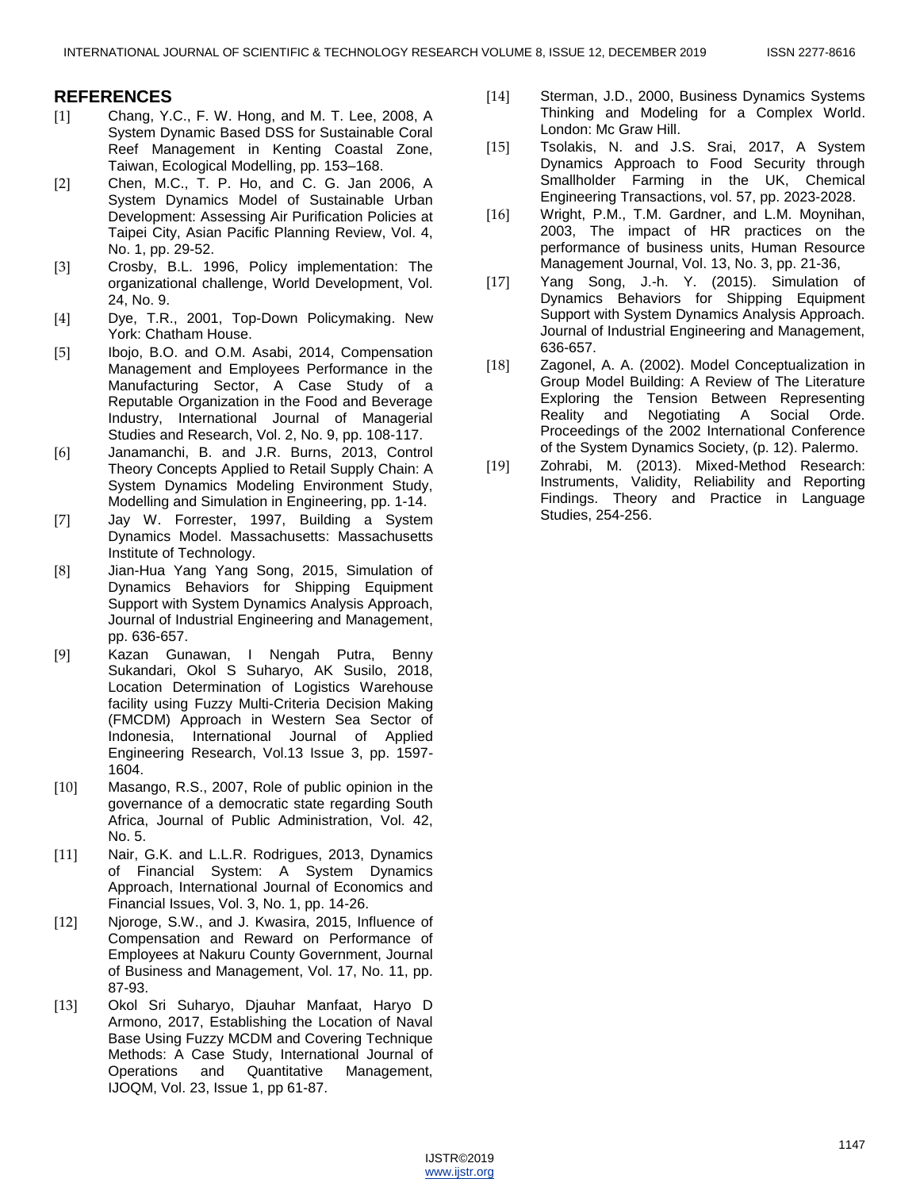## REFERENCES

[1] Chang, Y.C., F. W. Hong, and M. T. Lee, 2008, A System Dynamic Based DSS for Sustainable Coral Reef Management in Kenting Coastal Zone, Taiwan, Ecological Modelling, pp. 153–168.

[2] Chen, M.C., T. P. Ho, and C. G. Jan 2006, A System Dynamics Model of Sustainable Urban Development: Assessing Air Purification Policies at Taipei City, Asian Pacific Planning Review, Vol. 4, No. 1, pp. 29-52.

[3] Crosby, B.L. 1996, Policy implementation: The organizational challenge, World Development, Vol. 24, No. 9.

[4] Dye, T.R., 2001, Top-Down Policymaking. New York: Chatham House.

[5] Ibojo, B.O. and O.M. Asabi, 2014, Compensation Management and Employees Performance in the Manufacturing Sector, A Case Study of a Reputable Organization in the Food and Beverage Industry, International Journal of Managerial Studies and Research, Vol. 2, No. 9, pp. 108-117.

[6] Janamanchi, B. and J.R. Burns, 2013, Control Theory Concepts Applied to Retail Supply Chain: A System Dynamics Modeling Environment Study, Modelling and Simulation in Engineering, pp. 1-14.

[7] Jay W. Forrester, 1997, Building a System Dynamics Model. Massachusetts: Massachusetts Institute of Technology.

[8] Jian-Hua Yang Yang Song, 2015, Simulation of Dynamics Behaviors for Shipping Equipment Support with System Dynamics Analysis Approach, Journal of Industrial Engineering and Management, pp. 636-657.

[9] Kazan Gunawan, I Nengah Putra, Benny Sukandari, Okol S Suharyo, AK Susilo, 2018, Location Determination of Logistics Warehouse facility using Fuzzy Multi-Criteria Decision Making (FMCDM) Approach in Western Sea Sector of Indonesia, International Journal of Applied Engineering Research, Vol.13 Issue 3, pp. 1597-1604.

[10] Masango, R.S., 2007, Role of public opinion in the governance of a democratic state regarding South Africa, Journal of Public Administration, Vol. 42, No. 5.

[11] Nair, G.K. and L.L.R. Rodrigues, 2013, Dynamics of Financial System: A System Dynamics Approach, International Journal of Economics and Financial Issues, Vol. 3, No. 1, pp. 14-26.

[12] Njoroge, S.W., and J. Kwasira, 2015, Influence of Compensation and Reward on Performance of Employees at Nakuru County Government, Journal of Business and Management, Vol. 17, No. 11, pp. 87-93.

[13] Okol Sri Suharyo, Djauhar Manfaat, Haryo D Armono, 2017, Establishing the Location of Naval Base Using Fuzzy MCDM and Covering Technique Methods: A Case Study, International Journal of Operations and Quantitative Management, IJOQM, Vol. 23, Issue 1, pp 61-87.

[14] Sterman, J.D., 2000, Business Dynamics Systems Thinking and Modeling for a Complex World. London: Mc Graw Hill.

[15] Tsolakis, N. and J.S. Srai, 2017, A System Dynamics Approach to Food Security through Smallholder Farming in the UK, Chemical Engineering Transactions, vol. 57, pp. 2023-2028.

[16] Wright, P.M., T.M. Gardner, and L.M. Moynihan, 2003, The impact of HR practices on the performance of business units, Human Resource Management Journal, Vol. 13, No. 3, pp. 21-36,

[17] Yang Song, J.-h. Y. (2015). Simulation of Dynamics Behaviors for Shipping Equipment Support with System Dynamics Analysis Approach. Journal of Industrial Engineering and Management, 636-657.

[18] Zagonel, A. A. (2002). Model Conceptualization in Group Model Building: A Review of The Literature Exploring the Tension Between Representing Reality and Negotiating A Social Orde. Proceedings of the 2002 International Conference of the System Dynamics Society, (p. 12). Palermo.

[19] Zohrabi, M. (2013). Mixed-Method Research: Instruments, Validity, Reliability and Reporting Findings. Theory and Practice in Language Studies, 254-256.